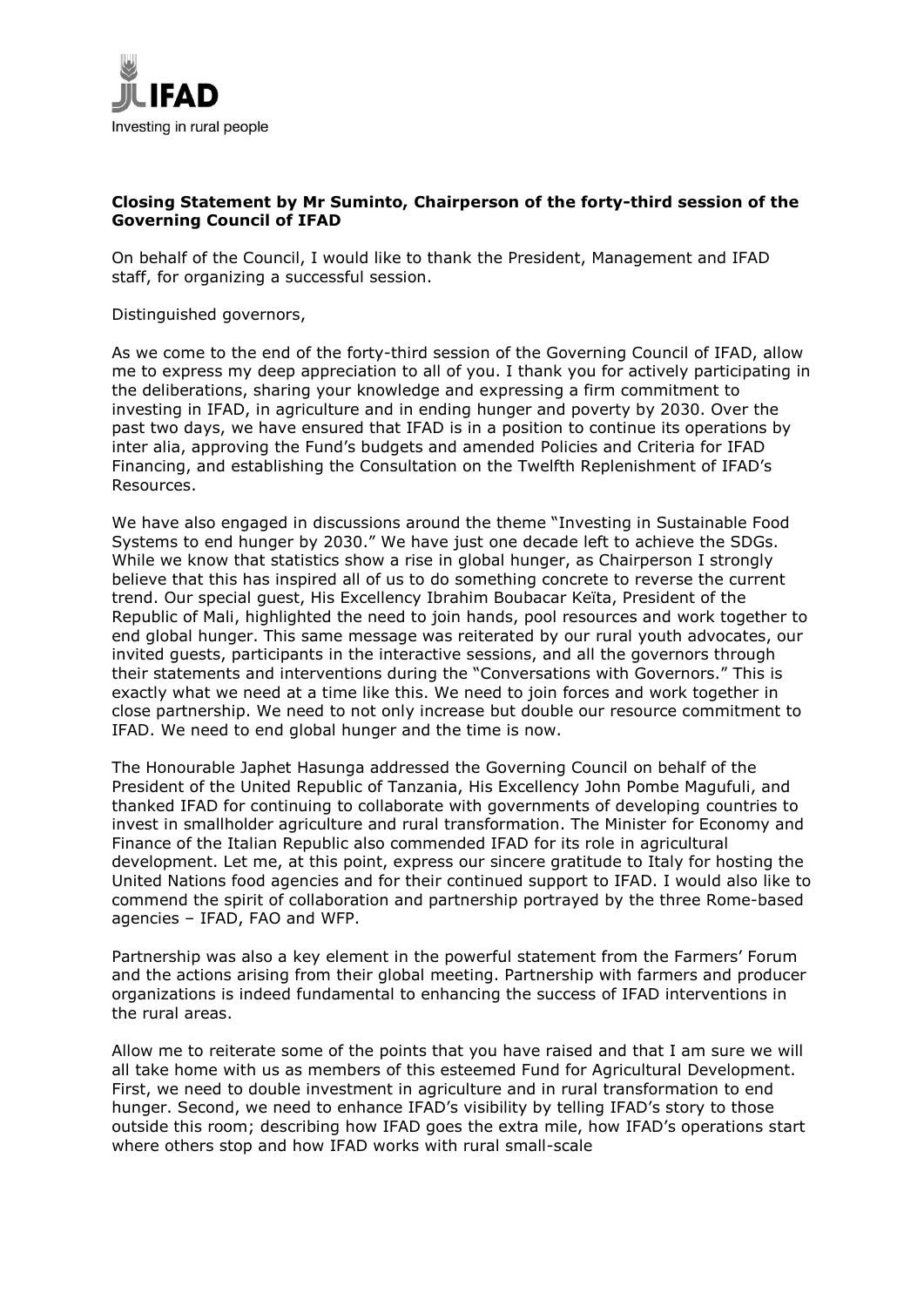IFAD

Investing in rural people

**Closing Statement by Mr Suminto, Chairperson of the forty-third session of the Governing Council of IFAD**

On behalf of the Council, I would like to thank the President, Management and IFAD staff, for organizing a successful session.

Distinguished governors,

As we come to the end of the forty-third session of the Governing Council of IFAD, allow me to express my deep appreciation to all of you. I thank you for actively participating in the deliberations, sharing your knowledge and expressing a firm commitment to investing in IFAD, in agriculture and in ending hunger and poverty by 2030. Over the past two days, we have ensured that IFAD is in a position to continue its operations by inter alia, approving the Fund's budgets and amended Policies and Criteria for IFAD Financing, and establishing the Consultation on the Twelfth Replenishment of IFAD's Resources.

We have also engaged in discussions around the theme "Investing in Sustainable Food Systems to end hunger by 2030." We have just one decade left to achieve the SDGs. While we know that statistics show a rise in global hunger, as Chairperson I strongly believe that this has inspired all of us to do something concrete to reverse the current trend. Our special guest, His Excellency Ibrahim Boubacar Keïta, President of the Republic of Mali, highlighted the need to join hands, pool resources and work together to end global hunger. This same message was reiterated by our rural youth advocates, our invited guests, participants in the interactive sessions, and all the governors through their statements and interventions during the "Conversations with Governors." This is exactly what we need at a time like this. We need to join forces and work together in close partnership. We need to not only increase but double our resource commitment to IFAD. We need to end global hunger and the time is now.

The Honourable Japhet Hasunga addressed the Governing Council on behalf of the President of the United Republic of Tanzania, His Excellency John Pombe Magufuli, and thanked IFAD for continuing to collaborate with governments of developing countries to invest in smallholder agriculture and rural transformation. The Minister for Economy and Finance of the Italian Republic also commended IFAD for its role in agricultural development. Let me, at this point, express our sincere gratitude to Italy for hosting the United Nations food agencies and for their continued support to IFAD. I would also like to commend the spirit of collaboration and partnership portrayed by the three Rome-based agencies – IFAD, FAO and WFP.

Partnership was also a key element in the powerful statement from the Farmers' Forum and the actions arising from their global meeting. Partnership with farmers and producer organizations is indeed fundamental to enhancing the success of IFAD interventions in the rural areas.

Allow me to reiterate some of the points that you have raised and that I am sure we will all take home with us as members of this esteemed Fund for Agricultural Development. First, we need to double investment in agriculture and in rural transformation to end hunger. Second, we need to enhance IFAD's visibility by telling IFAD's story to those outside this room; describing how IFAD goes the extra mile, how IFAD's operations start where others stop and how IFAD works with rural small-scale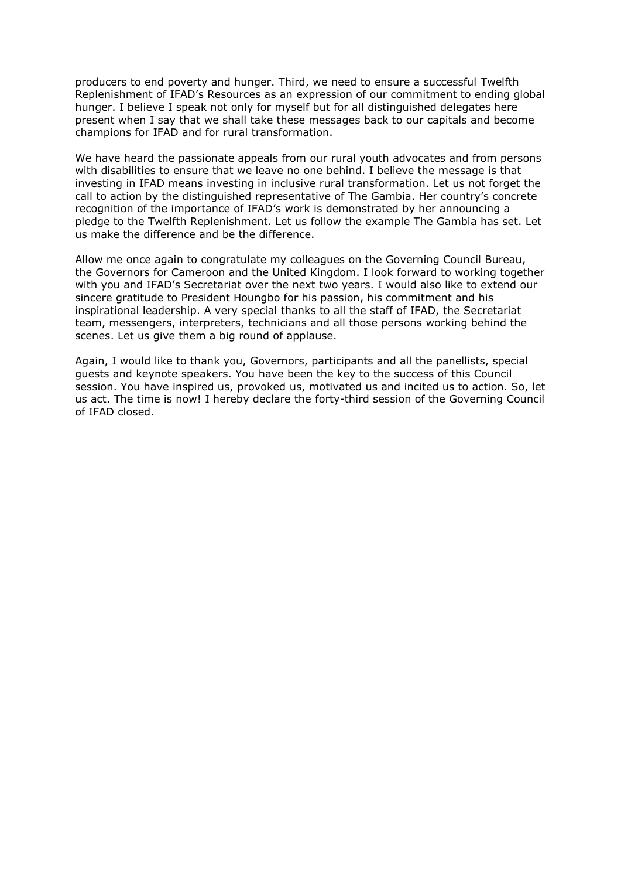producers to end poverty and hunger. Third, we need to ensure a successful Twelfth Replenishment of IFAD's Resources as an expression of our commitment to ending global hunger. I believe I speak not only for myself but for all distinguished delegates here present when I say that we shall take these messages back to our capitals and become champions for IFAD and for rural transformation.

We have heard the passionate appeals from our rural youth advocates and from persons with disabilities to ensure that we leave no one behind. I believe the message is that investing in IFAD means investing in inclusive rural transformation. Let us not forget the call to action by the distinguished representative of The Gambia. Her country's concrete recognition of the importance of IFAD's work is demonstrated by her announcing a pledge to the Twelfth Replenishment. Let us follow the example The Gambia has set. Let us make the difference and be the difference.

Allow me once again to congratulate my colleagues on the Governing Council Bureau, the Governors for Cameroon and the United Kingdom. I look forward to working together with you and IFAD's Secretariat over the next two years. I would also like to extend our sincere gratitude to President Houngbo for his passion, his commitment and his inspirational leadership. A very special thanks to all the staff of IFAD, the Secretariat team, messengers, interpreters, technicians and all those persons working behind the scenes. Let us give them a big round of applause.

Again, I would like to thank you, Governors, participants and all the panellists, special guests and keynote speakers. You have been the key to the success of this Council session. You have inspired us, provoked us, motivated us and incited us to action. So, let us act. The time is now! I hereby declare the forty-third session of the Governing Council of IFAD closed.